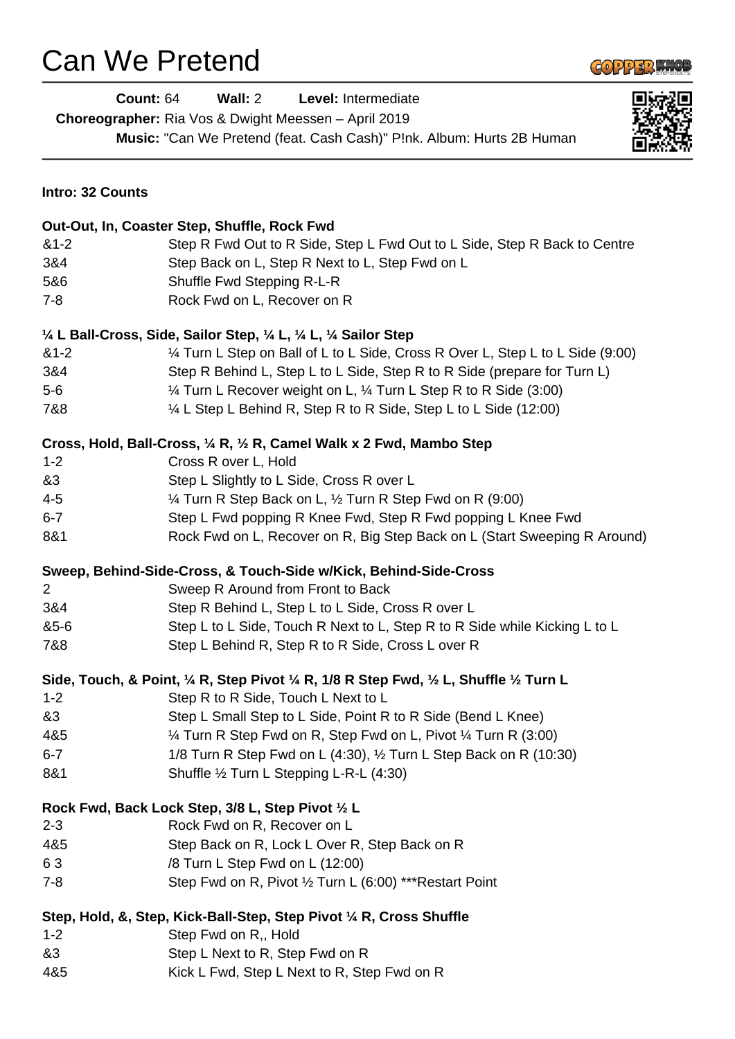# Can We Pretend

**Count:** 64 **Wall:** 2 **Level:** Intermediate

**Choreographer:** Ria Vos & Dwight Meessen – April 2019

**Music:** "Can We Pretend (feat. Cash Cash)" P!nk. Album: Hurts 2B Human

**Intro: 32 Counts**

**Out-Out, In, Coaster Step, Shuffle, Rock Fwd**

| | |
|---|---|
| &1-2 | Step R Fwd Out to R Side, Step L Fwd Out to L Side, Step R Back to Centre |
| 3&4 | Step Back on L, Step R Next to L, Step Fwd on L |
| 5&6 | Shuffle Fwd Stepping R-L-R |
| 7-8 | Rock Fwd on L, Recover on R |

**¼ L Ball-Cross, Side, Sailor Step, ¼ L, ¼ L, ¼ Sailor Step**

| | |
|---|---|
| &1-2 | ¼ Turn L Step on Ball of L to L Side, Cross R Over L, Step L to L Side (9:00) |
| 3&4 | Step R Behind L, Step L to L Side, Step R to R Side (prepare for Turn L) |
| 5-6 | ¼ Turn L Recover weight on L, ¼ Turn L Step R to R Side (3:00) |
| 7&8 | ¼ L Step L Behind R, Step R to R Side, Step L to L Side (12:00) |

**Cross, Hold, Ball-Cross, ¼ R, ½ R, Camel Walk x 2 Fwd, Mambo Step**

| | |
|---|---|
| 1-2 | Cross R over L, Hold |
| &3 | Step L Slightly to L Side, Cross R over L |
| 4-5 | ¼ Turn R Step Back on L, ½ Turn R Step Fwd on R (9:00) |
| 6-7 | Step L Fwd popping R Knee Fwd, Step R Fwd popping L Knee Fwd |
| 8&1 | Rock Fwd on L, Recover on R, Big Step Back on L (Start Sweeping R Around) |

**Sweep, Behind-Side-Cross, & Touch-Side w/Kick, Behind-Side-Cross**

| | |
|---|---|
| 2 | Sweep R Around from Front to Back |
| 3&4 | Step R Behind L, Step L to L Side, Cross R over L |
| &5-6 | Step L to L Side, Touch R Next to L, Step R to R Side while Kicking L to L |
| 7&8 | Step L Behind R, Step R to R Side, Cross L over R |

**Side, Touch, & Point, ¼ R, Step Pivot ¼ R, 1/8 R Step Fwd, ½ L, Shuffle ½ Turn L**

| | |
|---|---|
| 1-2 | Step R to R Side, Touch L Next to L |
| &3 | Step L Small Step to L Side, Point R to R Side (Bend L Knee) |
| 4&5 | ¼ Turn R Step Fwd on R, Step Fwd on L, Pivot ¼ Turn R (3:00) |
| 6-7 | 1/8 Turn R Step Fwd on L (4:30), ½ Turn L Step Back on R (10:30) |
| 8&1 | Shuffle ½ Turn L Stepping L-R-L (4:30) |

**Rock Fwd, Back Lock Step, 3/8 L, Step Pivot ½ L**

| | |
|---|---|
| 2-3 | Rock Fwd on R, Recover on L |
| 4&5 | Step Back on R, Lock L Over R, Step Back on R |
| 6 3 | /8 Turn L Step Fwd on L (12:00) |
| 7-8 | Step Fwd on R, Pivot ½ Turn L (6:00) ***Restart Point |

**Step, Hold, &, Step, Kick-Ball-Step, Step Pivot ¼ R, Cross Shuffle**

| | |
|---|---|
| 1-2 | Step Fwd on R,, Hold |
| &3 | Step L Next to R, Step Fwd on R |
| 4&5 | Kick L Fwd, Step L Next to R, Step Fwd on R |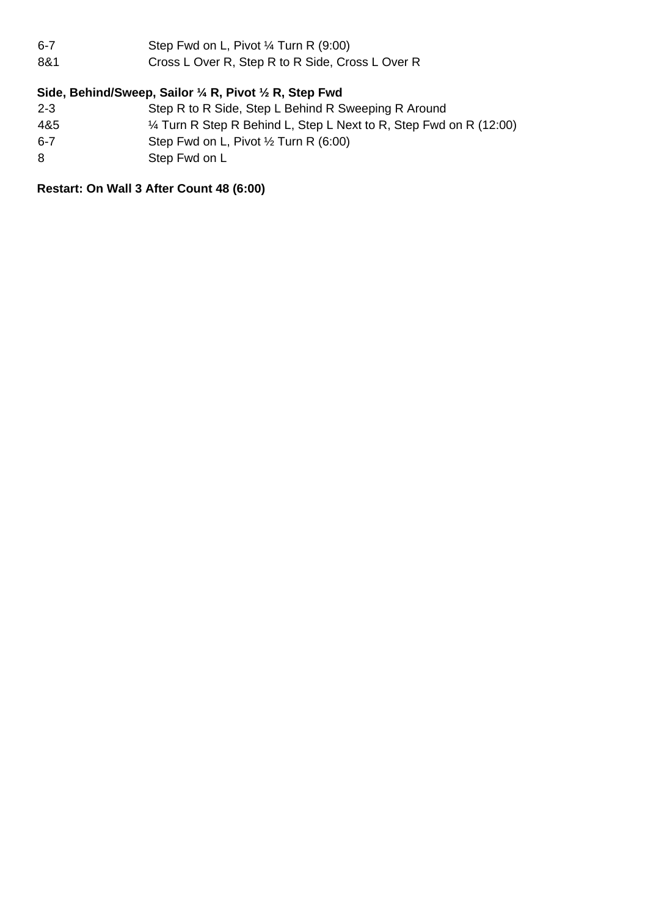| | |
|---|---|
| 6-7 | Step Fwd on L, Pivot ¼ Turn R (9:00) |
| 8&1 | Cross L Over R, Step R to R Side, Cross L Over R |

**Side, Behind/Sweep, Sailor ¼ R, Pivot ½ R, Step Fwd**

| | |
|---|---|
| 2-3 | Step R to R Side, Step L Behind R Sweeping R Around |
| 4&5 | ¼ Turn R Step R Behind L, Step L Next to R, Step Fwd on R (12:00) |
| 6-7 | Step Fwd on L, Pivot ½ Turn R (6:00) |
| 8 | Step Fwd on L |

**Restart: On Wall 3 After Count 48 (6:00)**